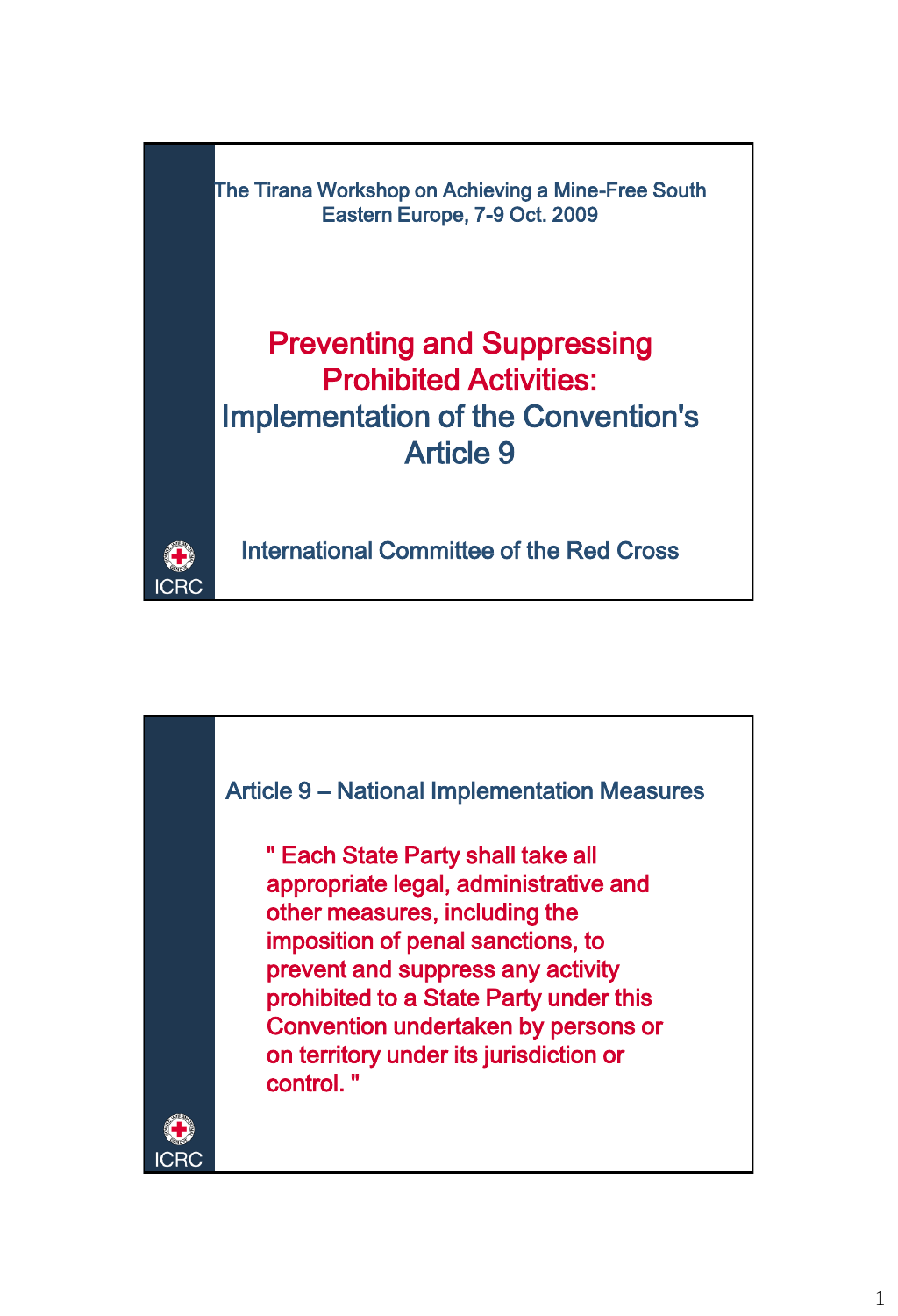The Tirana Workshop on Achieving a Mine-Free South Eastern Europe, 7-9 Oct. 2009

# Preventing and Suppressing Prohibited Activities: Implementation of the Convention's Article 9

International Committee of the Red Cross

ICRC

## Article 9 – National Implementation Measures

" Each State Party shall take all appropriate legal, administrative and other measures, including the imposition of penal sanctions, to prevent and suppress any activity prohibited to a State Party under this Convention undertaken by persons or on territory under its jurisdiction or control. "

ICRC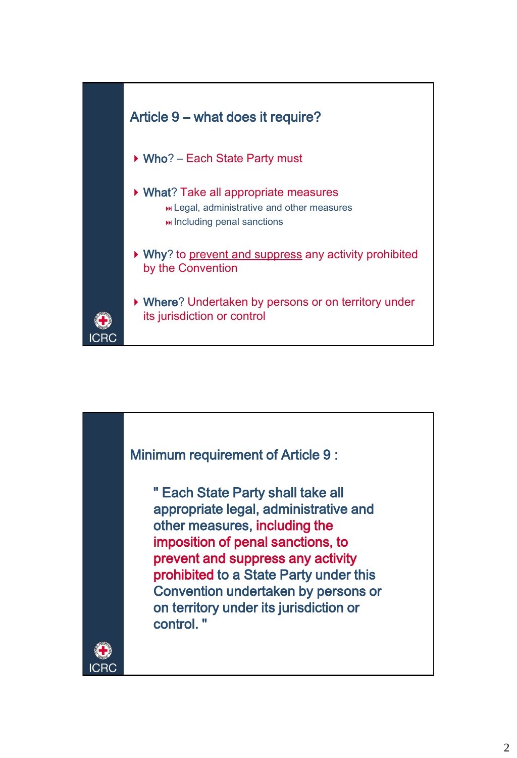## Article 9 – what does it require?

- **Who**? – Each State Party must
- **What**? Take all appropriate measures
  - Legal, administrative and other measures
  - Including penal sanctions
- **Why**? to prevent and suppress any activity prohibited by the Convention
- **Where**? Undertaken by persons or on territory under its jurisdiction or control

ICRC

## Minimum requirement of Article 9 :

> " Each State Party shall take all appropriate legal, administrative and other measures, including the imposition of penal sanctions, to prevent and suppress any activity prohibited to a State Party under this Convention undertaken by persons or on territory under its jurisdiction or control. "

ICRC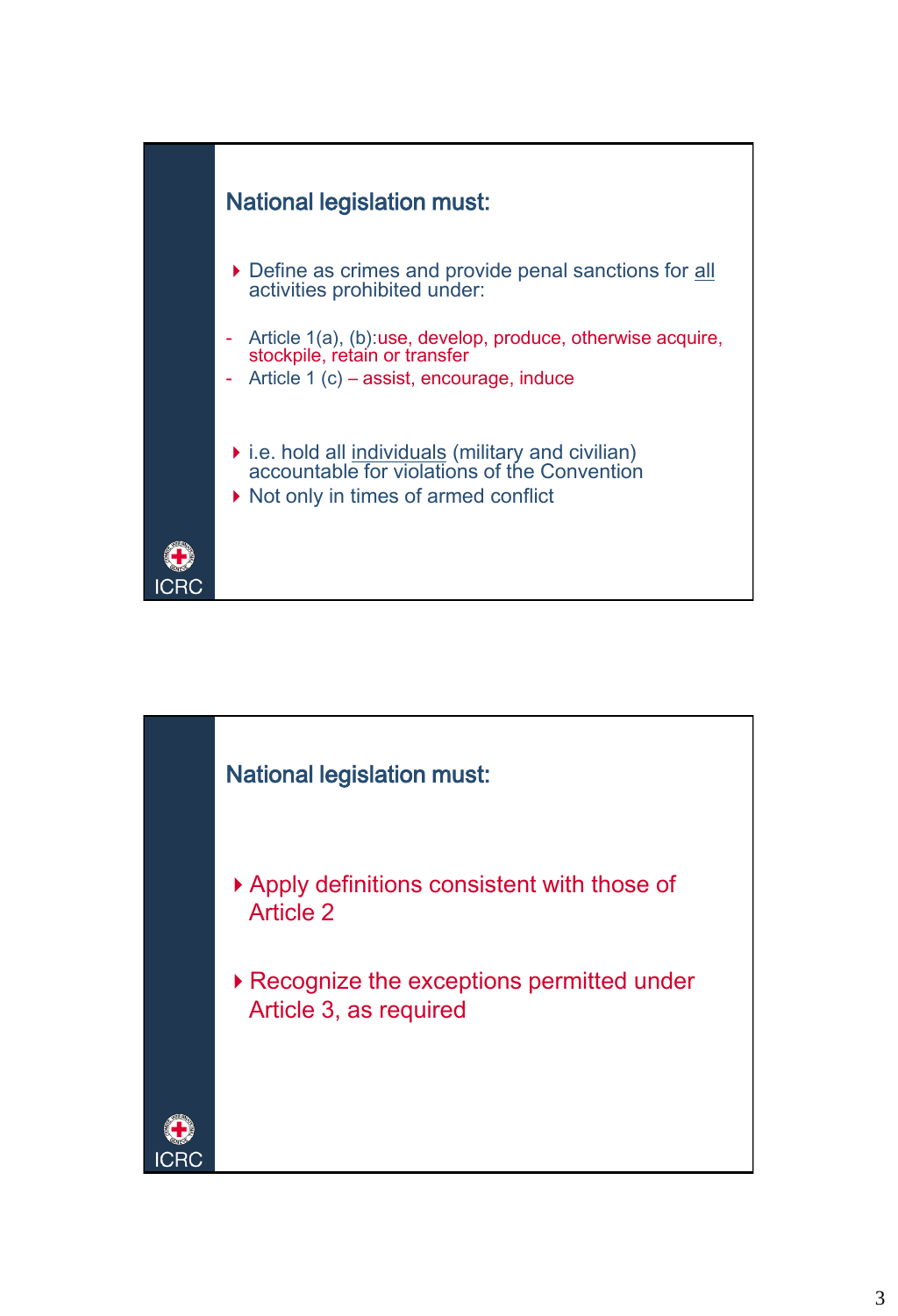## National legislation must:

- Define as crimes and provide penal sanctions for <u>all</u> activities prohibited under:

- Article 1(a), (b):use, develop, produce, otherwise acquire, stockpile, retain or transfer
- Article 1 (c) – assist, encourage, induce

- i.e. hold all <u>individuals</u> (military and civilian) accountable for violations of the Convention
- Not only in times of armed conflict

ICRC

## National legislation must:

- Apply definitions consistent with those of Article 2
- Recognize the exceptions permitted under Article 3, as required

ICRC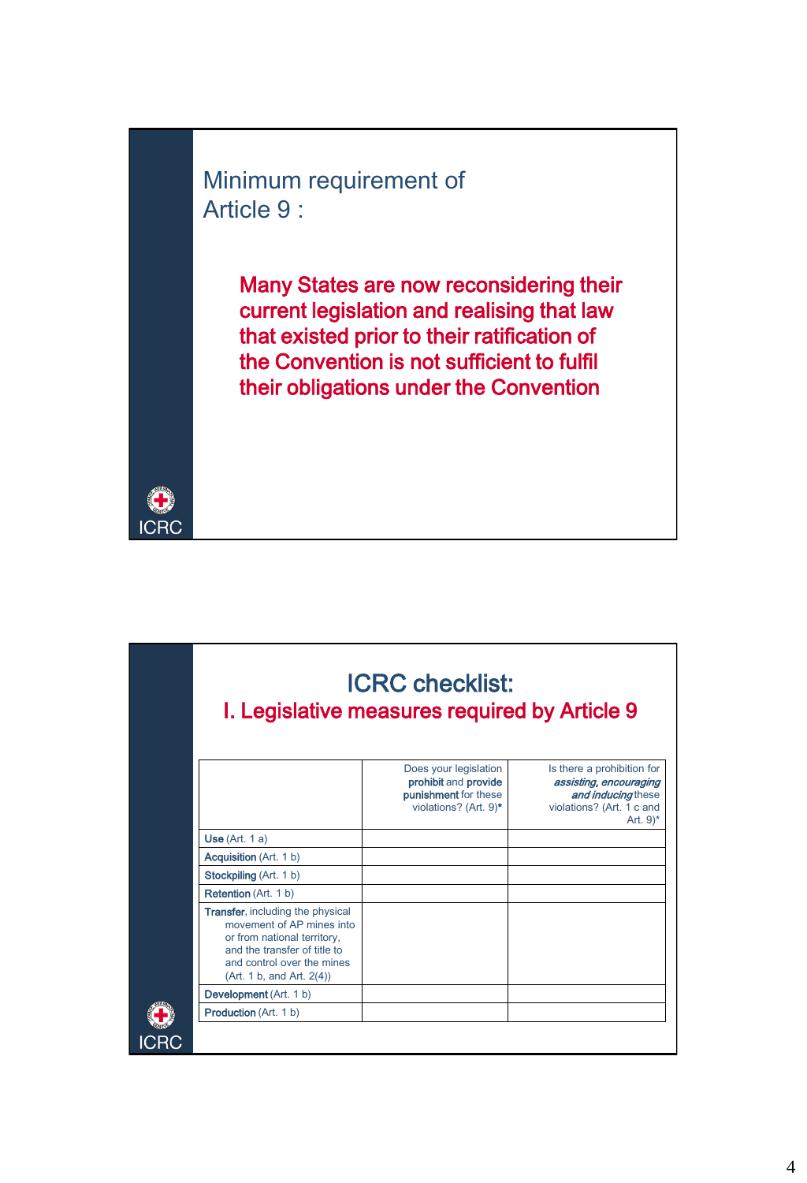## Minimum requirement of Article 9 :

**Many States are now reconsidering their current legislation and realising that law that existed prior to their ratification of the Convention is not sufficient to fulfil their obligations under the Convention**

ICRC

## ICRC checklist:
## I. Legislative measures required by Article 9

| | Does your legislation **prohibit** and **provide punishment** for these violations? (Art. 9)* | Is there a prohibition for ***assisting, encouraging and inducing*** these violations? (Art. 1 c and Art. 9)* |
|---|---|---|
| **Use** (Art. 1 a) | | |
| **Acquisition** (Art. 1 b) | | |
| **Stockpiling** (Art. 1 b) | | |
| **Retention** (Art. 1 b) | | |
| **Transfer**, including the physical movement of AP mines into or from national territory, and the transfer of title to and control over the mines (Art. 1 b, and Art. 2(4)) | | |
| **Development** (Art. 1 b) | | |
| **Production** (Art. 1 b) | | |

ICRC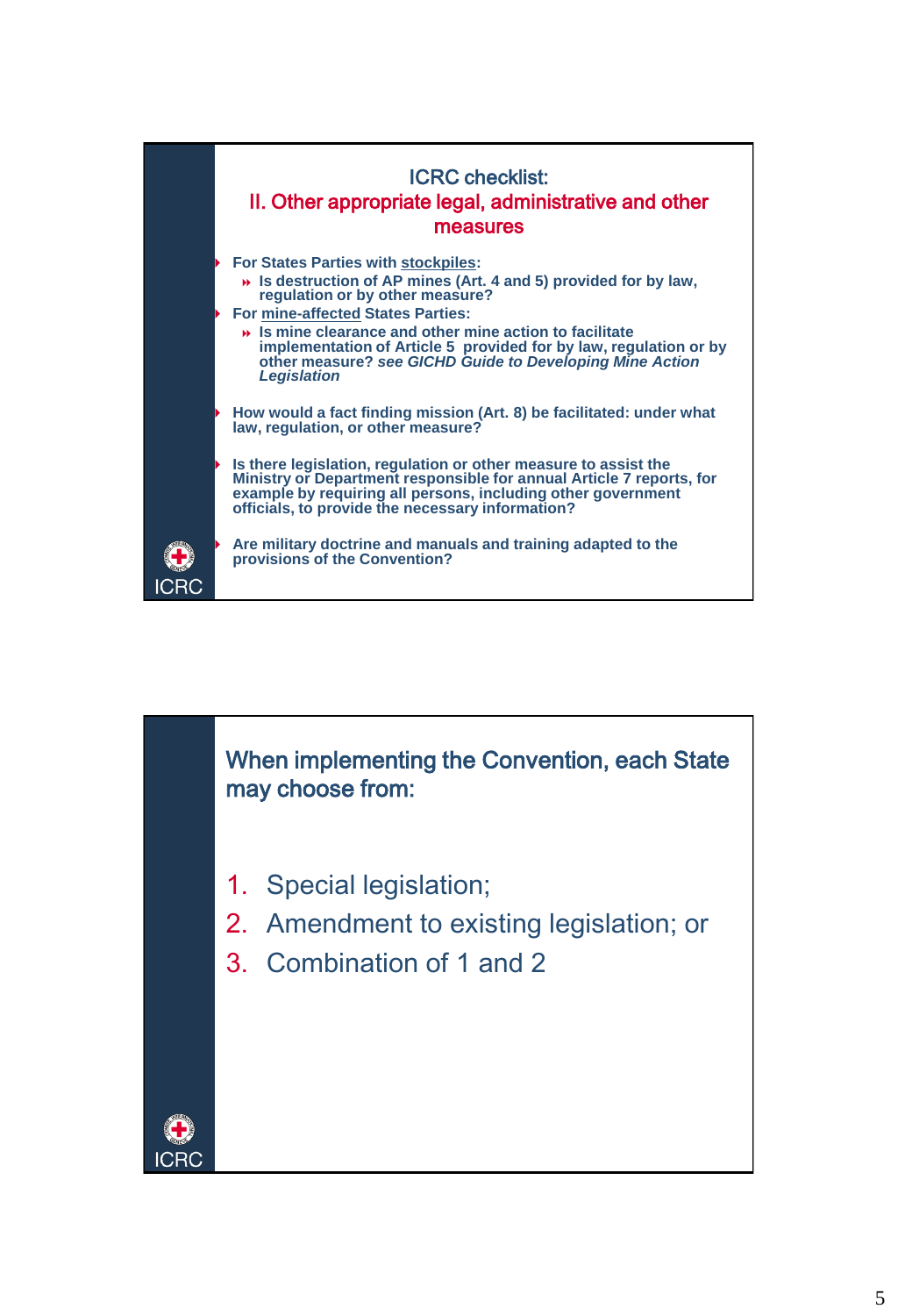## ICRC checklist:
## II. Other appropriate legal, administrative and other measures

- For States Parties with stockpiles:
  - Is destruction of AP mines (Art. 4 and 5) provided for by law, regulation or by other measure?
- For mine-affected States Parties:
  - Is mine clearance and other mine action to facilitate implementation of Article 5 provided for by law, regulation or by other measure? *see GICHD Guide to Developing Mine Action Legislation*
- How would a fact finding mission (Art. 8) be facilitated: under what law, regulation, or other measure?
- Is there legislation, regulation or other measure to assist the Ministry or Department responsible for annual Article 7 reports, for example by requiring all persons, including other government officials, to provide the necessary information?
- Are military doctrine and manuals and training adapted to the provisions of the Convention?

ICRC

## When implementing the Convention, each State may choose from:

1. Special legislation;
2. Amendment to existing legislation; or
3. Combination of 1 and 2

ICRC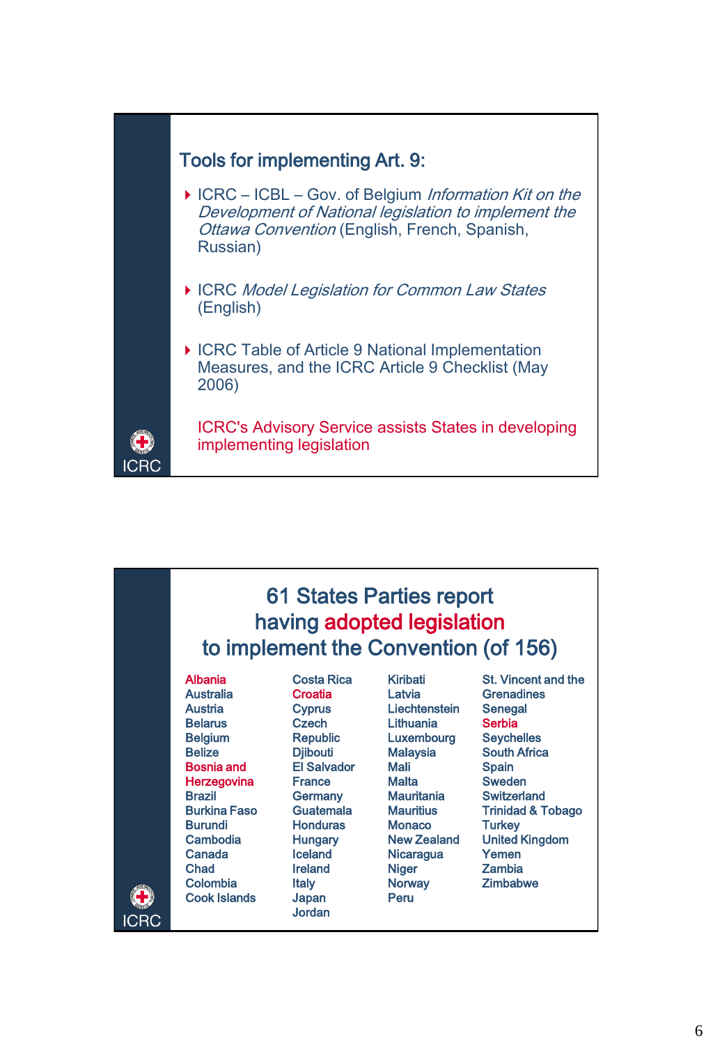## Tools for implementing Art. 9:

- ICRC – ICBL – Gov. of Belgium *Information Kit on the Development of National legislation to implement the Ottawa Convention* (English, French, Spanish, Russian)
- ICRC *Model Legislation for Common Law States* (English)
- ICRC Table of Article 9 National Implementation Measures, and the ICRC Article 9 Checklist (May 2006)

ICRC's Advisory Service assists States in developing implementing legislation

ICRC

## 61 States Parties report having adopted legislation to implement the Convention (of 156)

Albania
Australia
Austria
Belarus
Belgium
Belize
Bosnia and Herzegovina
Brazil
Burkina Faso
Burundi
Cambodia
Canada
Chad
Colombia
Cook Islands
Costa Rica
Croatia
Cyprus
Czech Republic
Djibouti
El Salvador
France
Germany
Guatemala
Honduras
Hungary
Iceland
Ireland
Italy
Japan
Jordan
Kiribati
Latvia
Liechtenstein
Lithuania
Luxembourg
Malaysia
Mali
Malta
Mauritania
Mauritius
Monaco
New Zealand
Nicaragua
Niger
Norway
Peru
St. Vincent and the Grenadines
Senegal
Serbia
Seychelles
South Africa
Spain
Sweden
Switzerland
Trinidad & Tobago
Turkey
United Kingdom
Yemen
Zambia
Zimbabwe

ICRC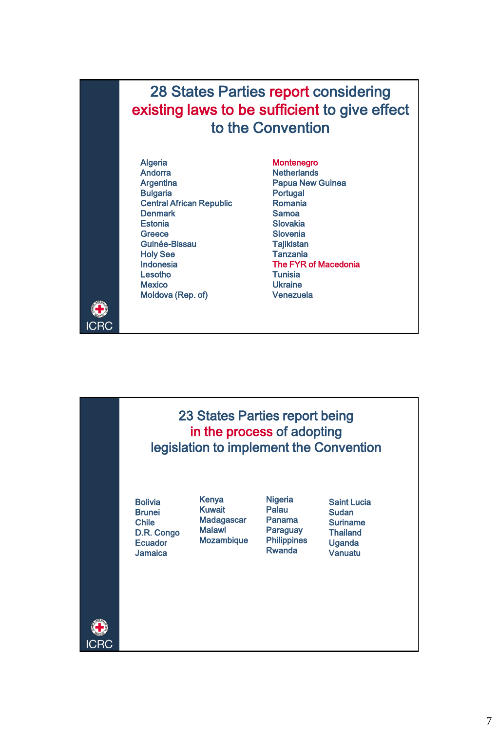## 28 States Parties report considering existing laws to be sufficient to give effect to the Convention

- Algeria
- Andorra
- Argentina
- Bulgaria
- Central African Republic
- Denmark
- Estonia
- Greece
- Guinée-Bissau
- Holy See
- Indonesia
- Lesotho
- Mexico
- Moldova (Rep. of)
- Montenegro
- Netherlands
- Papua New Guinea
- Portugal
- Romania
- Samoa
- Slovakia
- Slovenia
- Tajikistan
- Tanzania
- The FYR of Macedonia
- Tunisia
- Ukraine
- Venezuela

ICRC

## 23 States Parties report being in the process of adopting legislation to implement the Convention

- Bolivia
- Brunei
- Chile
- D.R. Congo
- Ecuador
- Jamaica
- Kenya
- Kuwait
- Madagascar
- Malawi
- Mozambique
- Nigeria
- Palau
- Panama
- Paraguay
- Philippines
- Rwanda
- Saint Lucia
- Sudan
- Suriname
- Thailand
- Uganda
- Vanuatu

ICRC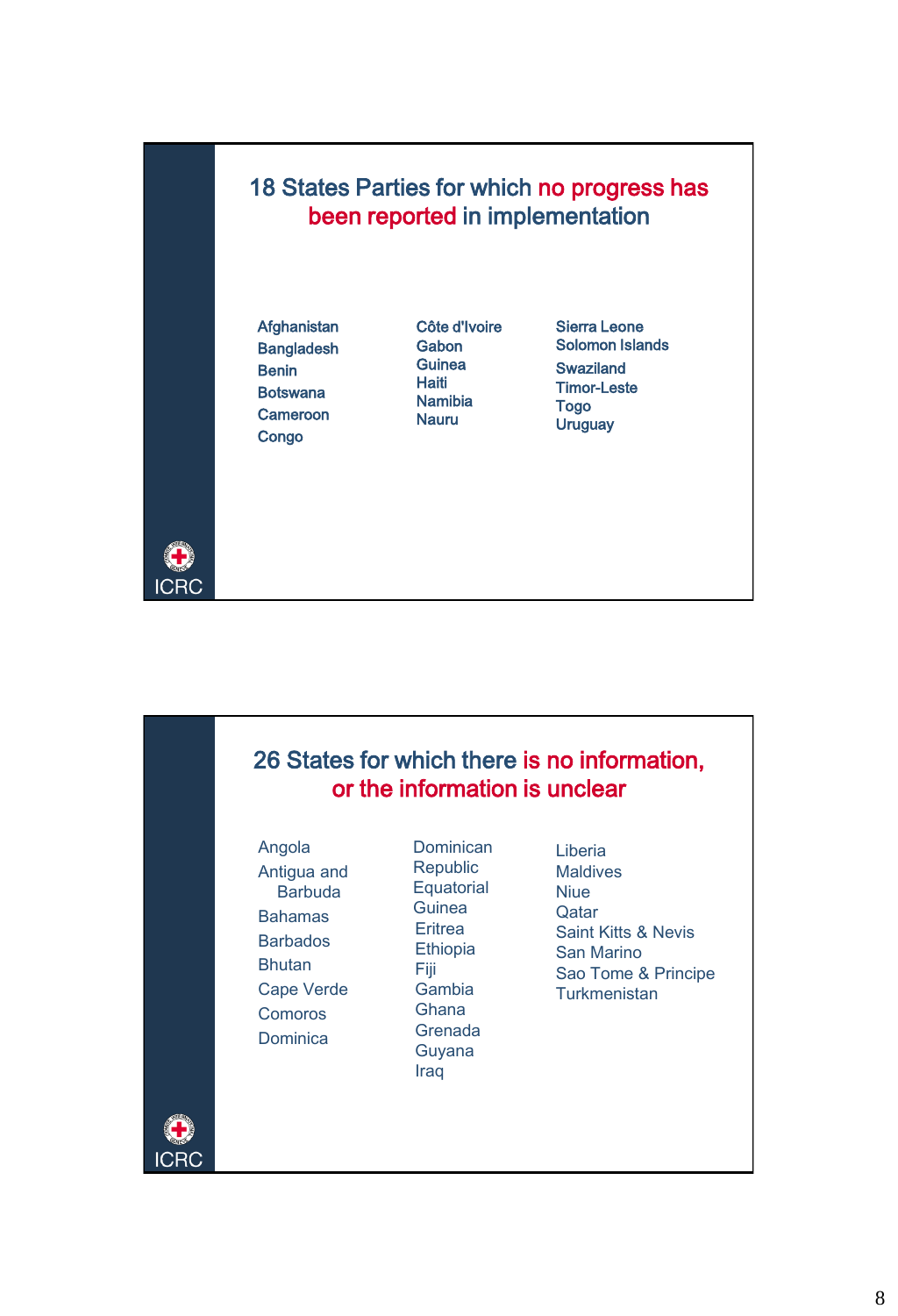## 18 States Parties for which no progress has been reported in implementation

- Afghanistan
- Bangladesh
- Benin
- Botswana
- Cameroon
- Congo
- Côte d'Ivoire
- Gabon
- Guinea
- Haiti
- Namibia
- Nauru
- Sierra Leone
- Solomon Islands
- Swaziland
- Timor-Leste
- Togo
- Uruguay

ICRC

## 26 States for which there is no information, or the information is unclear

- Angola
- Antigua and Barbuda
- Bahamas
- Barbados
- Bhutan
- Cape Verde
- Comoros
- Dominica
- Dominican Republic
- Equatorial Guinea
- Eritrea
- Ethiopia
- Fiji
- Gambia
- Ghana
- Grenada
- Guyana
- Iraq
- Liberia
- Maldives
- Niue
- Qatar
- Saint Kitts & Nevis
- San Marino
- Sao Tome & Principe
- Turkmenistan

ICRC